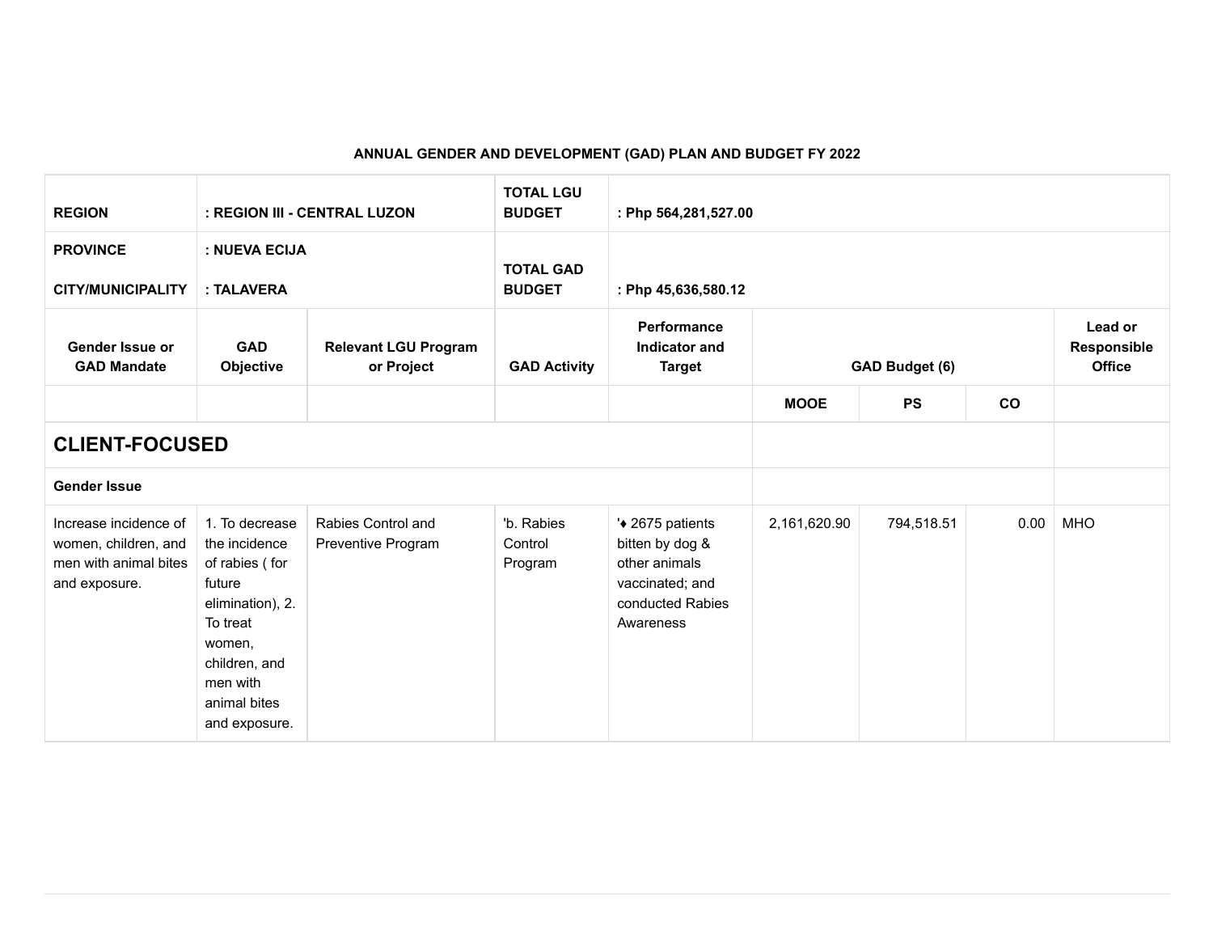**ANNUAL GENDER AND DEVELOPMENT (GAD) PLAN AND BUDGET FY 2022**

| **REGION** | **: REGION III - CENTRAL LUZON** | | **TOTAL LGU BUDGET** | **: Php 564,281,527.00** | | | | |
|---|---|---|---|---|---|---|---|---|
| **PROVINCE**<br><br>**CITY/MUNICIPALITY** | **: NUEVA ECIJA**<br><br>**: TALAVERA** | | **TOTAL GAD BUDGET** | **: Php 45,636,580.12** | | | | |
| **Gender Issue or GAD Mandate** | **GAD Objective** | **Relevant LGU Program or Project** | **GAD Activity** | **Performance Indicator and Target** | **GAD Budget (6)** | | | **Lead or Responsible Office** |
| | | | | | **MOOE** | **PS** | **CO** | |
| **CLIENT-FOCUSED** | | | | | | | | |
| **Gender Issue** | | | | | | | | |
| Increase incidence of women, children, and men with animal bites and exposure. | 1. To decrease the incidence of rabies ( for future elimination), 2. To treat women, children, and men with animal bites and exposure. | Rabies Control and Preventive Program | 'b. Rabies Control Program | '♦ 2675 patients bitten by dog & other animals vaccinated; and conducted Rabies Awareness | 2,161,620.90 | 794,518.51 | 0.00 | MHO |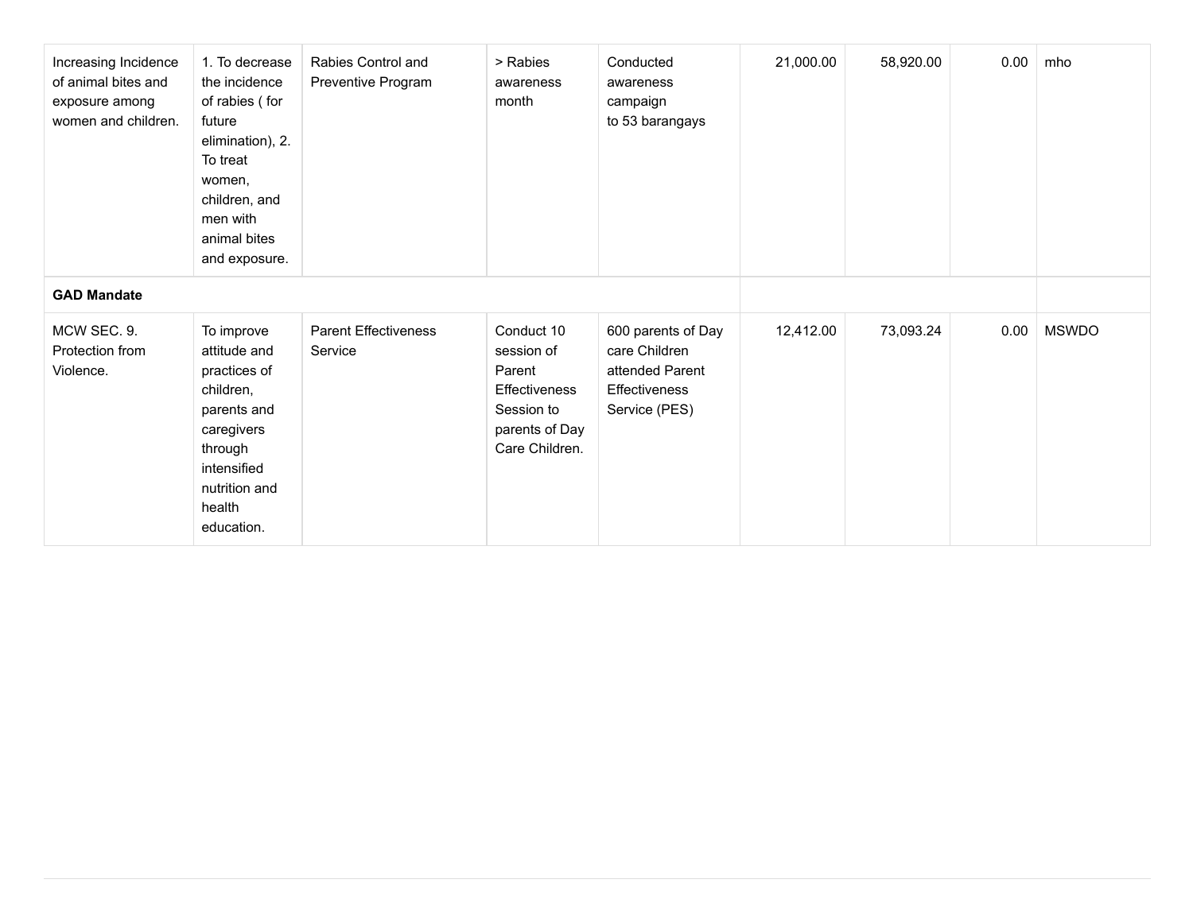| | | | | | | | | |
|---|---|---|---|---|---|---|---|---|
| Increasing Incidence of animal bites and exposure among women and children. | 1. To decrease the incidence of rabies ( for future elimination), 2. To treat women, children, and men with animal bites and exposure. | Rabies Control and Preventive Program | > Rabies awareness month | Conducted awareness campaign to 53 barangays | 21,000.00 | 58,920.00 | 0.00 | mho |
| **GAD Mandate** | | | | | | | | |
| MCW SEC. 9. Protection from Violence. | To improve attitude and practices of children, parents and caregivers through intensified nutrition and health education. | Parent Effectiveness Service | Conduct 10 session of Parent Effectiveness Session to parents of Day Care Children. | 600 parents of Day care Children attended Parent Effectiveness Service (PES) | 12,412.00 | 73,093.24 | 0.00 | MSWDO |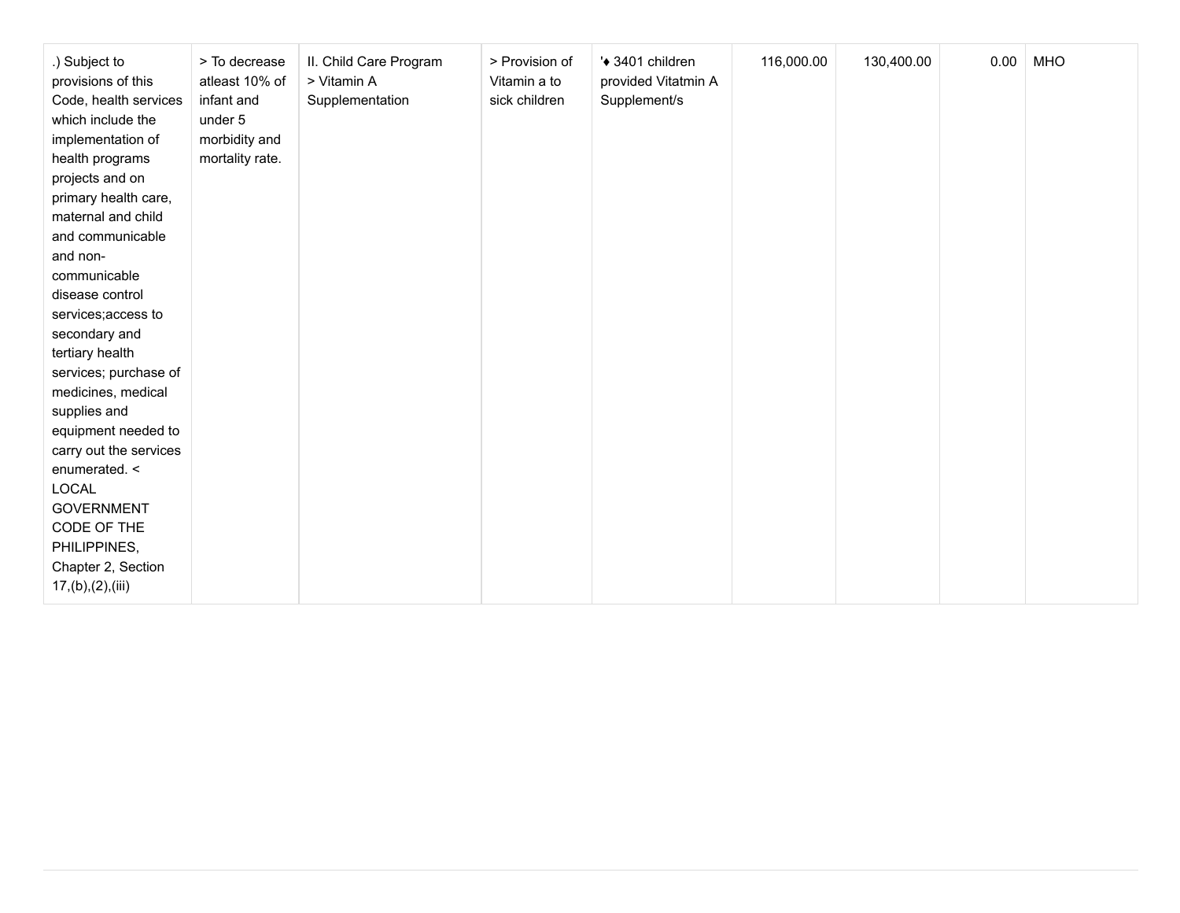| | | | | | | | | |
|---|---|---|---|---|---|---|---|---|
| .) Subject to provisions of this Code, health services which include the implementation of health programs projects and on primary health care, maternal and child and communicable and non-communicable disease control services;access to secondary and tertiary health services; purchase of medicines, medical supplies and equipment needed to carry out the services enumerated. < LOCAL GOVERNMENT CODE OF THE PHILIPPINES, Chapter 2, Section 17,(b),(2),(iii) | > To decrease atleast 10% of infant and under 5 morbidity and mortality rate. | II. Child Care Program > Vitamin A Supplementation | > Provision of Vitamin a to sick children | '♦ 3401 children provided Vitatmin A Supplement/s | 116,000.00 | 130,400.00 | 0.00 | MHO |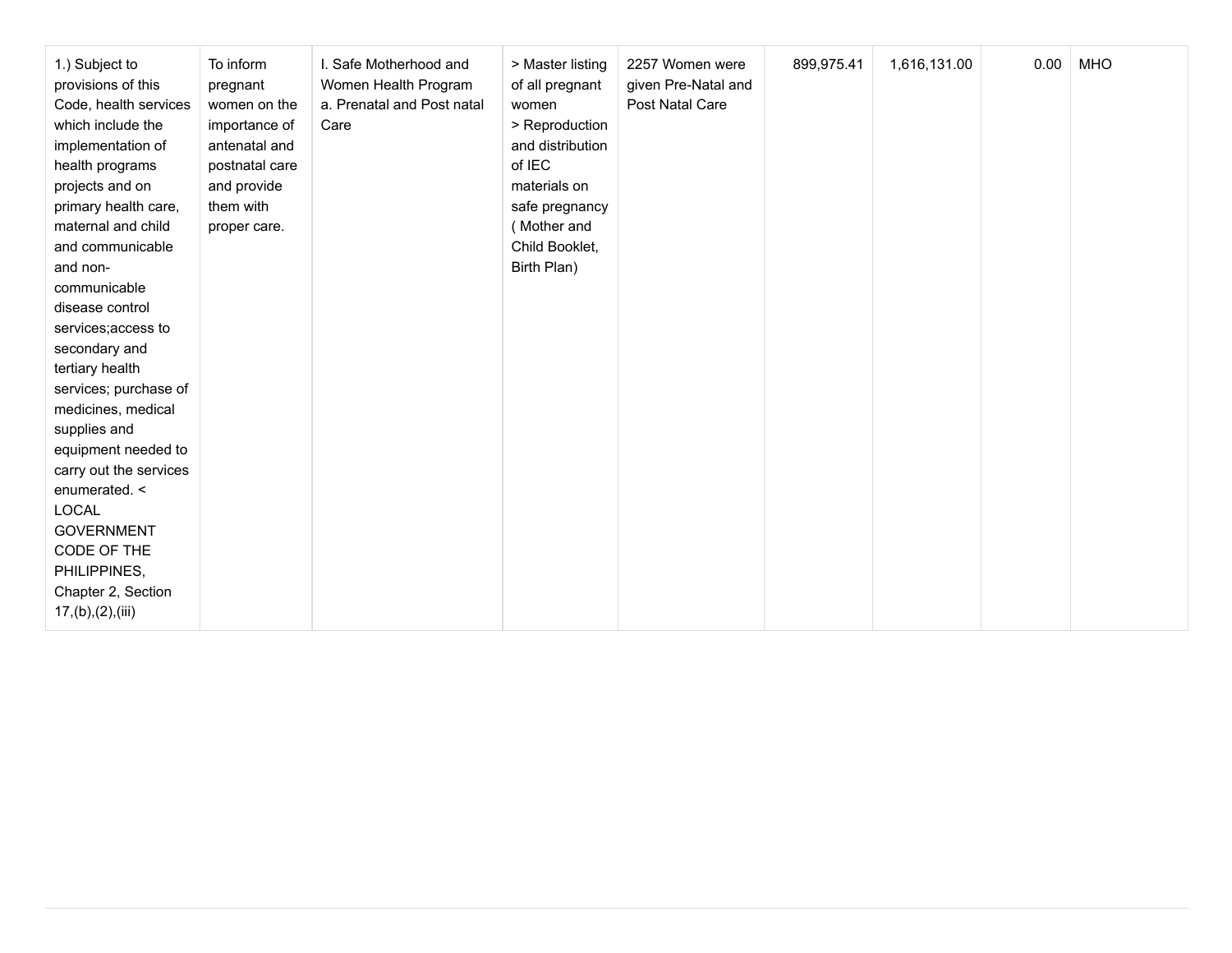| | | | | | | | | |
|---|---|---|---|---|---|---|---|---|
| 1.) Subject to provisions of this Code, health services which include the implementation of health programs projects and on primary health care, maternal and child and communicable and non-communicable disease control services;access to secondary and tertiary health services; purchase of medicines, medical supplies and equipment needed to carry out the services enumerated. < LOCAL GOVERNMENT CODE OF THE PHILIPPINES, Chapter 2, Section 17,(b),(2),(iii) | To inform pregnant women on the importance of antenatal and postnatal care and provide them with proper care. | I. Safe Motherhood and Women Health Program<br>a. Prenatal and Post natal Care | > Master listing of all pregnant women<br>> Reproduction and distribution of IEC materials on safe pregnancy ( Mother and Child Booklet, Birth Plan) | 2257 Women were given Pre-Natal and Post Natal Care | 899,975.41 | 1,616,131.00 | 0.00 | MHO |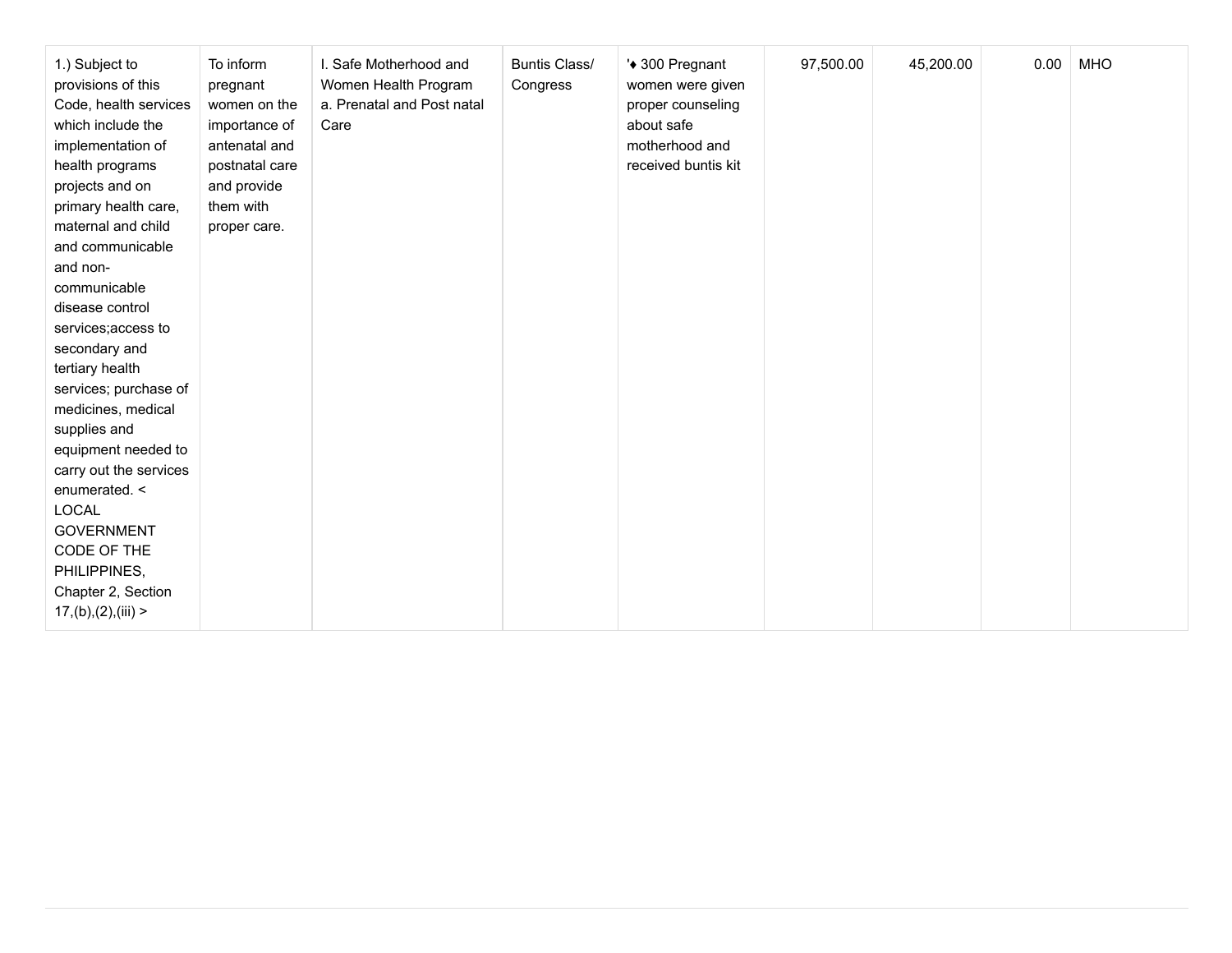| | | | | | | | | |
|---|---|---|---|---|---|---|---|---|
| 1.) Subject to provisions of this Code, health services which include the implementation of health programs projects and on primary health care, maternal and child and communicable and non-communicable disease control services;access to secondary and tertiary health services; purchase of medicines, medical supplies and equipment needed to carry out the services enumerated. < LOCAL GOVERNMENT CODE OF THE PHILIPPINES, Chapter 2, Section 17,(b),(2),(iii) > | To inform pregnant women on the importance of antenatal and postnatal care and provide them with proper care. | I. Safe Motherhood and Women Health Program<br>a. Prenatal and Post natal Care | Buntis Class/ Congress | '♦ 300 Pregnant women were given proper counseling about safe motherhood and received buntis kit | 97,500.00 | 45,200.00 | 0.00 | MHO |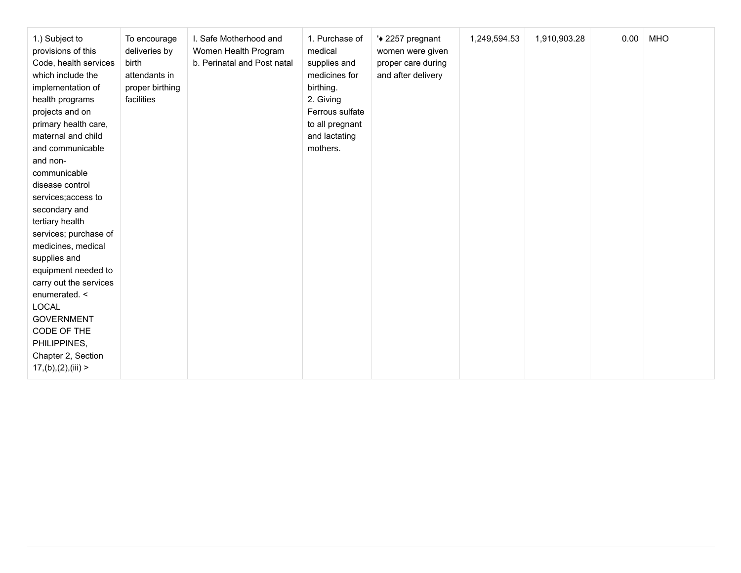| | | | | | | | | |
|---|---|---|---|---|---|---|---|---|
| 1.) Subject to provisions of this Code, health services which include the implementation of health programs projects and on primary health care, maternal and child and communicable and non-communicable disease control services;access to secondary and tertiary health services; purchase of medicines, medical supplies and equipment needed to carry out the services enumerated. < LOCAL GOVERNMENT CODE OF THE PHILIPPINES, Chapter 2, Section 17,(b),(2),(iii) > | To encourage deliveries by birth attendants in proper birthing facilities | I. Safe Motherhood and Women Health Program<br>b. Perinatal and Post natal | 1. Purchase of medical supplies and medicines for birthing.<br>2. Giving Ferrous sulfate to all pregnant and lactating mothers. | '♦ 2257 pregnant women were given proper care during and after delivery | 1,249,594.53 | 1,910,903.28 | 0.00 | MHO |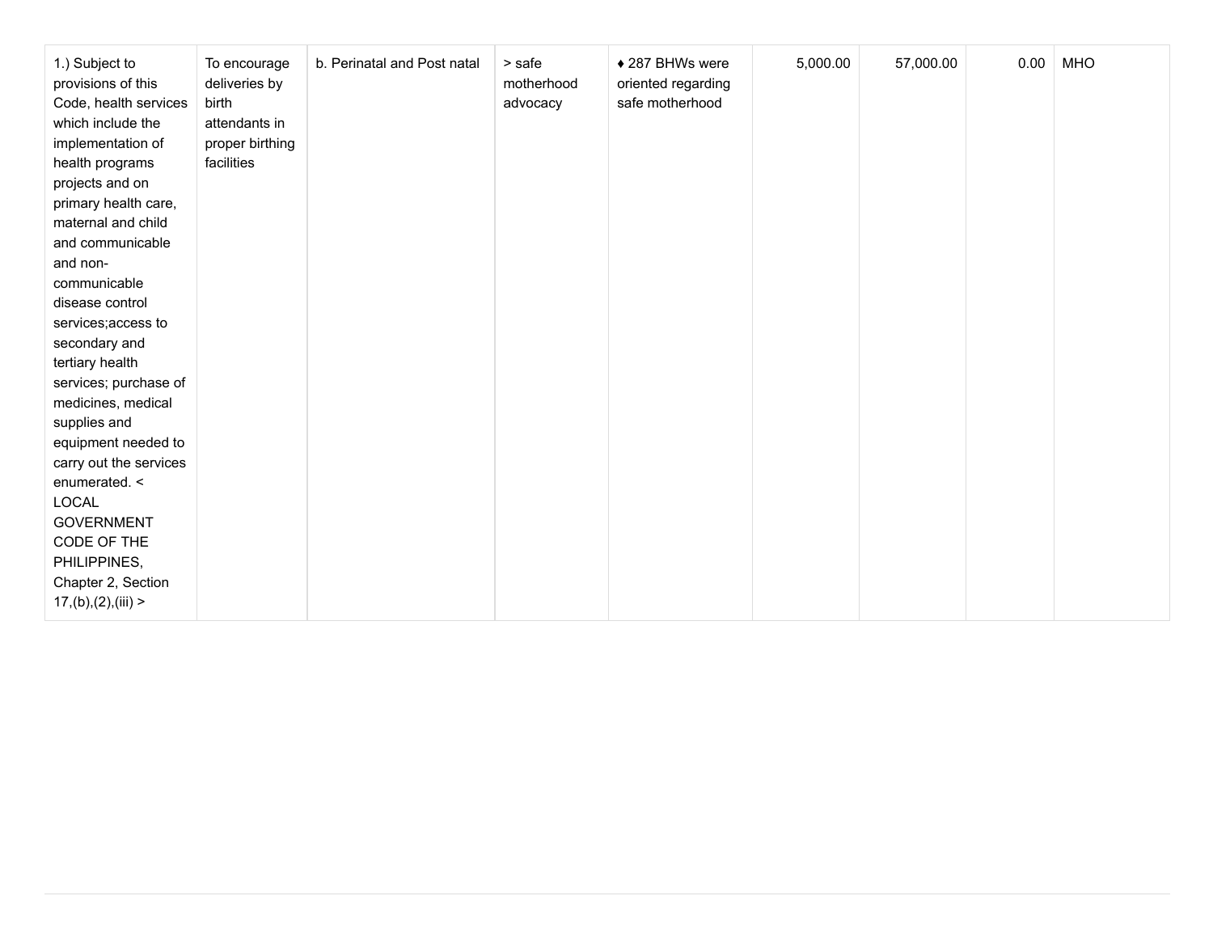| | | | | | | | | |
|---|---|---|---|---|---|---|---|---|
| 1.) Subject to provisions of this Code, health services which include the implementation of health programs projects and on primary health care, maternal and child and communicable and non-communicable disease control services;access to secondary and tertiary health services; purchase of medicines, medical supplies and equipment needed to carry out the services enumerated. < LOCAL GOVERNMENT CODE OF THE PHILIPPINES, Chapter 2, Section 17,(b),(2),(iii) > | To encourage deliveries by birth attendants in proper birthing facilities | b. Perinatal and Post natal | > safe motherhood advocacy | ♦ 287 BHWs were oriented regarding safe motherhood | 5,000.00 | 57,000.00 | 0.00 | MHO |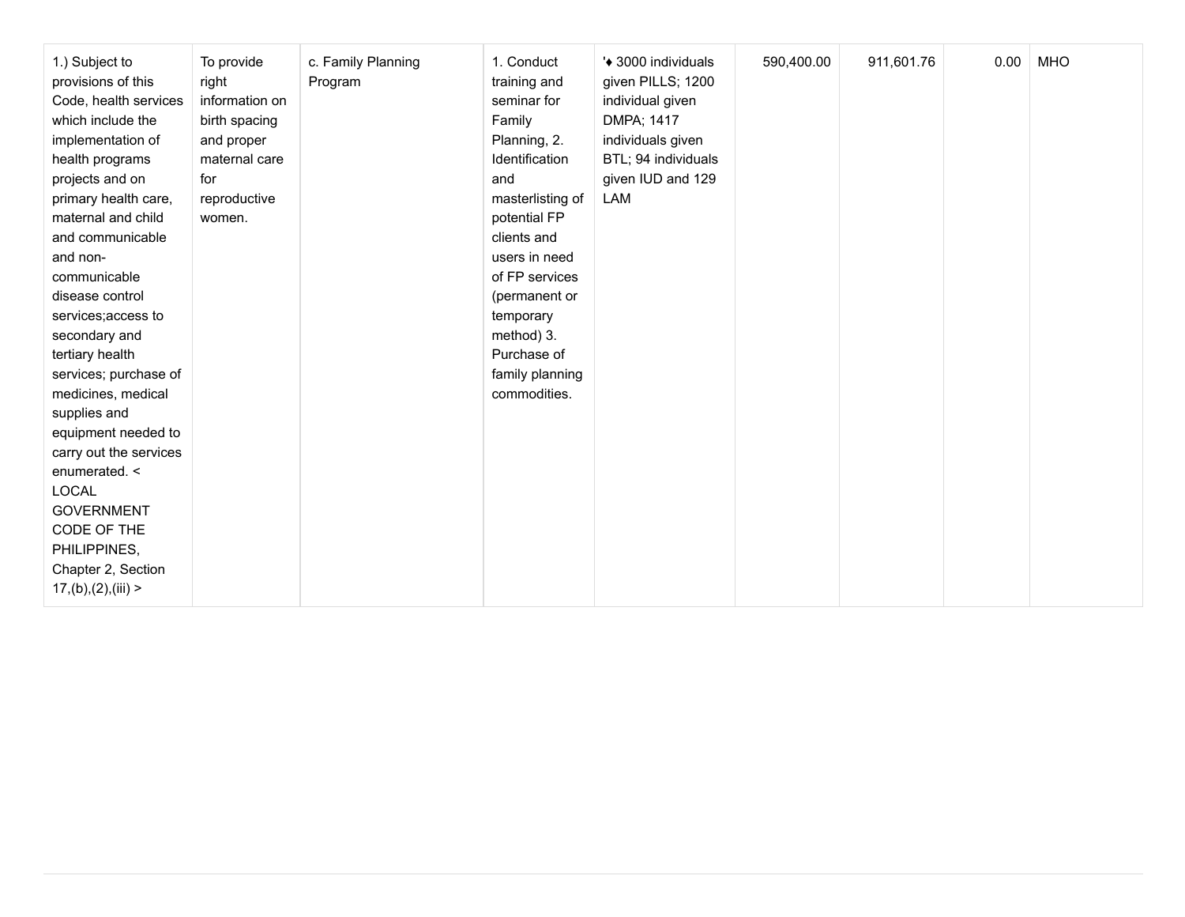| | | | | | | | | |
|---|---|---|---|---|---|---|---|---|
| 1.) Subject to provisions of this Code, health services which include the implementation of health programs projects and on primary health care, maternal and child and communicable and non-communicable disease control services;access to secondary and tertiary health services; purchase of medicines, medical supplies and equipment needed to carry out the services enumerated. < LOCAL GOVERNMENT CODE OF THE PHILIPPINES, Chapter 2, Section 17,(b),(2),(iii) > | To provide right information on birth spacing and proper maternal care for reproductive women. | c. Family Planning Program | 1. Conduct training and seminar for Family Planning, 2. Identification and masterlisting of potential FP clients and users in need of FP services (permanent or temporary method) 3. Purchase of family planning commodities. | '♦ 3000 individuals given PILLS; 1200 individual given DMPA; 1417 individuals given BTL; 94 individuals given IUD and 129 LAM | 590,400.00 | 911,601.76 | 0.00 | MHO |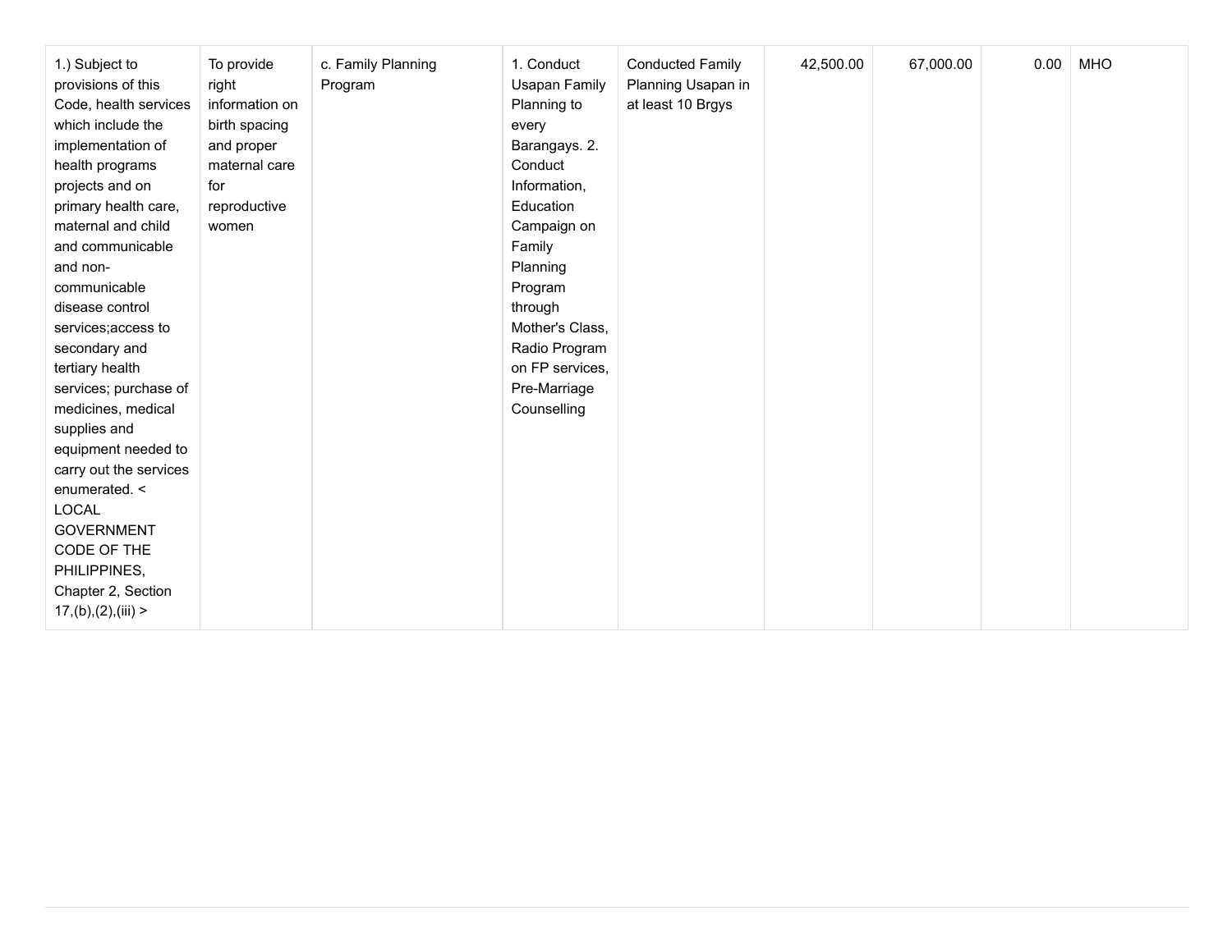| | | | | | | | | |
|---|---|---|---|---|---|---|---|---|
| 1.) Subject to provisions of this Code, health services which include the implementation of health programs projects and on primary health care, maternal and child and communicable and non-communicable disease control services;access to secondary and tertiary health services; purchase of medicines, medical supplies and equipment needed to carry out the services enumerated. < LOCAL GOVERNMENT CODE OF THE PHILIPPINES, Chapter 2, Section 17,(b),(2),(iii) > | To provide right information on birth spacing and proper maternal care for reproductive women | c. Family Planning Program | 1. Conduct Usapan Family Planning to every Barangays. 2. Conduct Information, Education Campaign on Family Planning Program through Mother's Class, Radio Program on FP services, Pre-Marriage Counselling | Conducted Family Planning Usapan in at least 10 Brgys | 42,500.00 | 67,000.00 | 0.00 | MHO |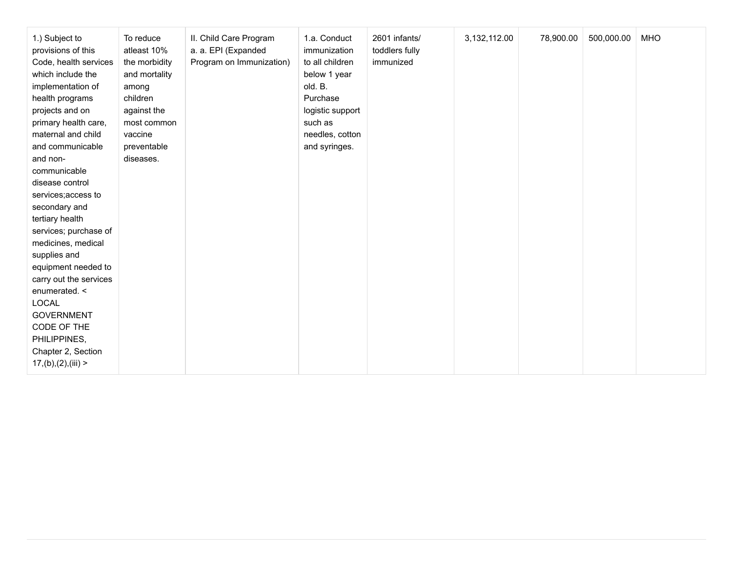| | | | | | | | | |
|---|---|---|---|---|---|---|---|---|
| 1.) Subject to provisions of this Code, health services which include the implementation of health programs projects and on primary health care, maternal and child and communicable and non-communicable disease control services;access to secondary and tertiary health services; purchase of medicines, medical supplies and equipment needed to carry out the services enumerated. < LOCAL GOVERNMENT CODE OF THE PHILIPPINES, Chapter 2, Section 17,(b),(2),(iii) > | To reduce atleast 10% the morbidity and mortality among children against the most common vaccine preventable diseases. | II. Child Care Program a. a. EPI (Expanded Program on Immunization) | 1.a. Conduct immunization to all children below 1 year old. B. Purchase logistic support such as needles, cotton and syringes. | 2601 infants/ toddlers fully immunized | 3,132,112.00 | 78,900.00 | 500,000.00 | MHO |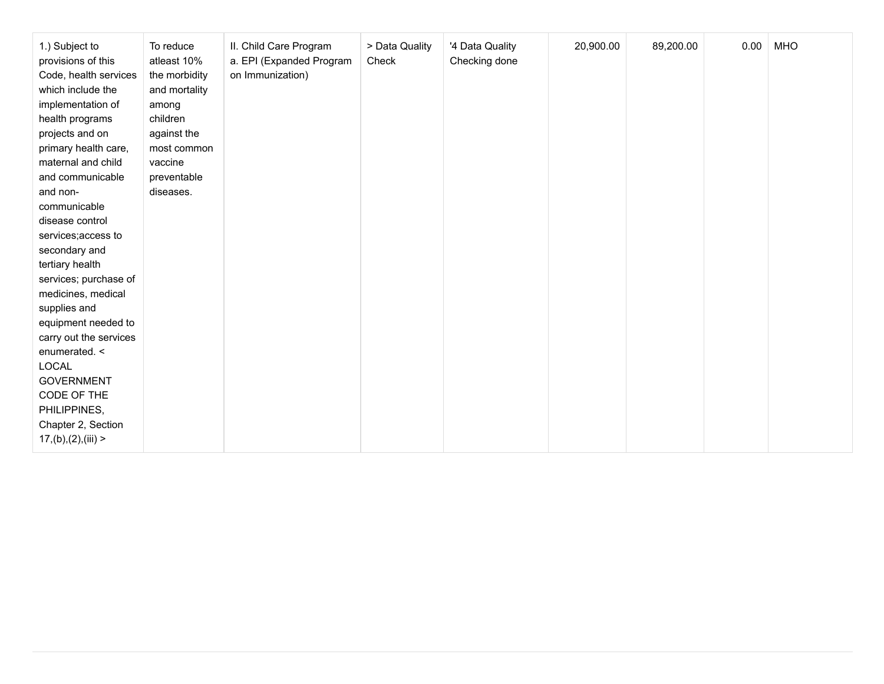| | | | | | | | | |
|---|---|---|---|---|---|---|---|---|
| 1.) Subject to provisions of this Code, health services which include the implementation of health programs projects and on primary health care, maternal and child and communicable and non-communicable disease control services;access to secondary and tertiary health services; purchase of medicines, medical supplies and equipment needed to carry out the services enumerated. < LOCAL GOVERNMENT CODE OF THE PHILIPPINES, Chapter 2, Section 17,(b),(2),(iii) > | To reduce atleast 10% the morbidity and mortality among children against the most common vaccine preventable diseases. | II. Child Care Program<br>a. EPI (Expanded Program on Immunization) | > Data Quality Check | '4 Data Quality Checking done | 20,900.00 | 89,200.00 | 0.00 | MHO |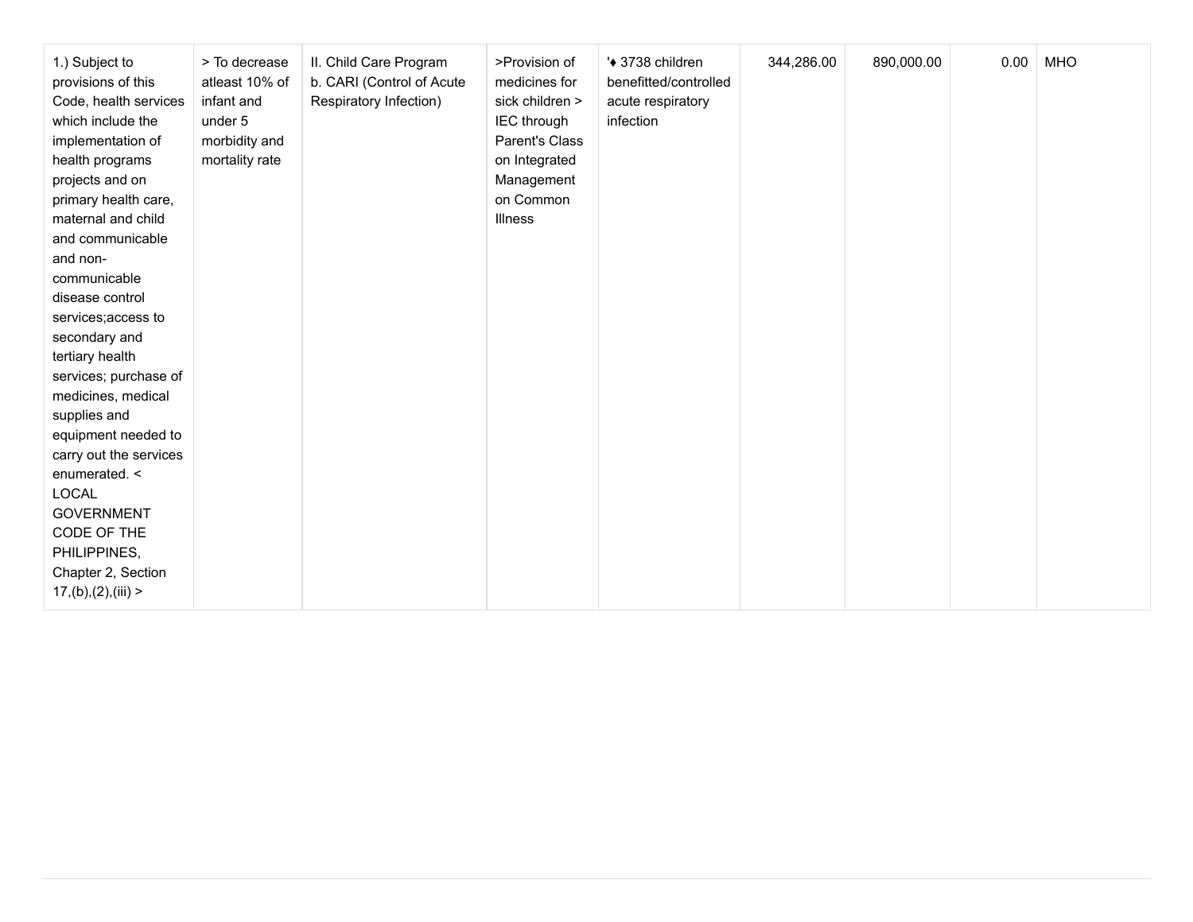| | | | | | | | | |
|---|---|---|---|---|---|---|---|---|
| 1.) Subject to provisions of this Code, health services which include the implementation of health programs projects and on primary health care, maternal and child and communicable and non-communicable disease control services;access to secondary and tertiary health services; purchase of medicines, medical supplies and equipment needed to carry out the services enumerated. < LOCAL GOVERNMENT CODE OF THE PHILIPPINES, Chapter 2, Section 17,(b),(2),(iii) > | > To decrease atleast 10% of infant and under 5 morbidity and mortality rate | II. Child Care Program b. CARI (Control of Acute Respiratory Infection) | >Provision of medicines for sick children > IEC through Parent's Class on Integrated Management on Common Illness | '♦ 3738 children benefitted/controlled acute respiratory infection | 344,286.00 | 890,000.00 | 0.00 | MHO |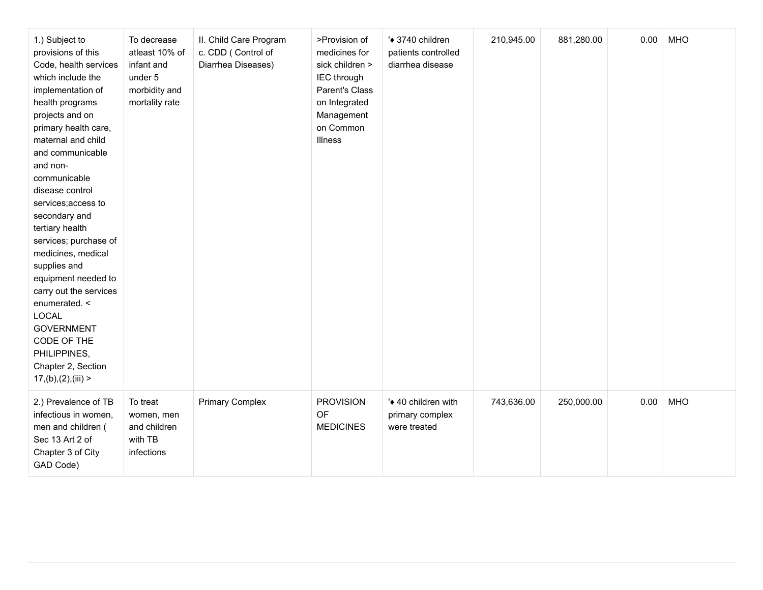| | | | | | | | | |
|---|---|---|---|---|---|---|---|---|
| 1.) Subject to provisions of this Code, health services which include the implementation of health programs projects and on primary health care, maternal and child and communicable and non-communicable disease control services;access to secondary and tertiary health services; purchase of medicines, medical supplies and equipment needed to carry out the services enumerated. < LOCAL GOVERNMENT CODE OF THE PHILIPPINES, Chapter 2, Section 17,(b),(2),(iii) > | To decrease atleast 10% of infant and under 5 morbidity and mortality rate | II. Child Care Program c. CDD ( Control of Diarrhea Diseases) | >Provision of medicines for sick children > IEC through Parent's Class on Integrated Management on Common Illness | '♦ 3740 children patients controlled diarrhea disease | 210,945.00 | 881,280.00 | 0.00 | MHO |
| 2.) Prevalence of TB infectious in women, men and children ( Sec 13 Art 2 of Chapter 3 of City GAD Code) | To treat women, men and children with TB infections | Primary Complex | PROVISION OF MEDICINES | '♦ 40 children with primary complex were treated | 743,636.00 | 250,000.00 | 0.00 | MHO |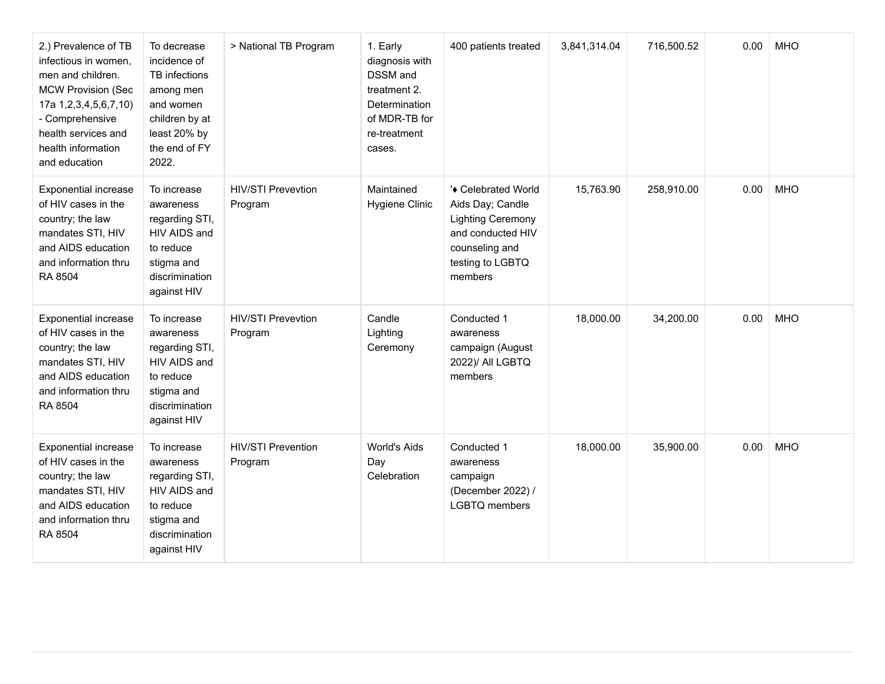| | | | | | | | | |
|---|---|---|---|---|---|---|---|---|
| 2.) Prevalence of TB infectious in women, men and children. MCW Provision (Sec 17a 1,2,3,4,5,6,7,10) - Comprehensive health services and health information and education | To decrease incidence of TB infections among men and women children by at least 20% by the end of FY 2022. | > National TB Program | 1. Early diagnosis with DSSM and treatment 2. Determination of MDR-TB for re-treatment cases. | 400 patients treated | 3,841,314.04 | 716,500.52 | 0.00 | MHO |
| Exponential increase of HIV cases in the country; the law mandates STI, HIV and AIDS education and information thru RA 8504 | To increase awareness regarding STI, HIV AIDS and to reduce stigma and discrimination against HIV | HIV/STI Prevevtion Program | Maintained Hygiene Clinic | '♦ Celebrated World Aids Day; Candle Lighting Ceremony and conducted HIV counseling and testing to LGBTQ members | 15,763.90 | 258,910.00 | 0.00 | MHO |
| Exponential increase of HIV cases in the country; the law mandates STI, HIV and AIDS education and information thru RA 8504 | To increase awareness regarding STI, HIV AIDS and to reduce stigma and discrimination against HIV | HIV/STI Prevevtion Program | Candle Lighting Ceremony | Conducted 1 awareness campaign (August 2022)/ All LGBTQ members | 18,000.00 | 34,200.00 | 0.00 | MHO |
| Exponential increase of HIV cases in the country; the law mandates STI, HIV and AIDS education and information thru RA 8504 | To increase awareness regarding STI, HIV AIDS and to reduce stigma and discrimination against HIV | HIV/STI Prevention Program | World's Aids Day Celebration | Conducted 1 awareness campaign (December 2022) / LGBTQ members | 18,000.00 | 35,900.00 | 0.00 | MHO |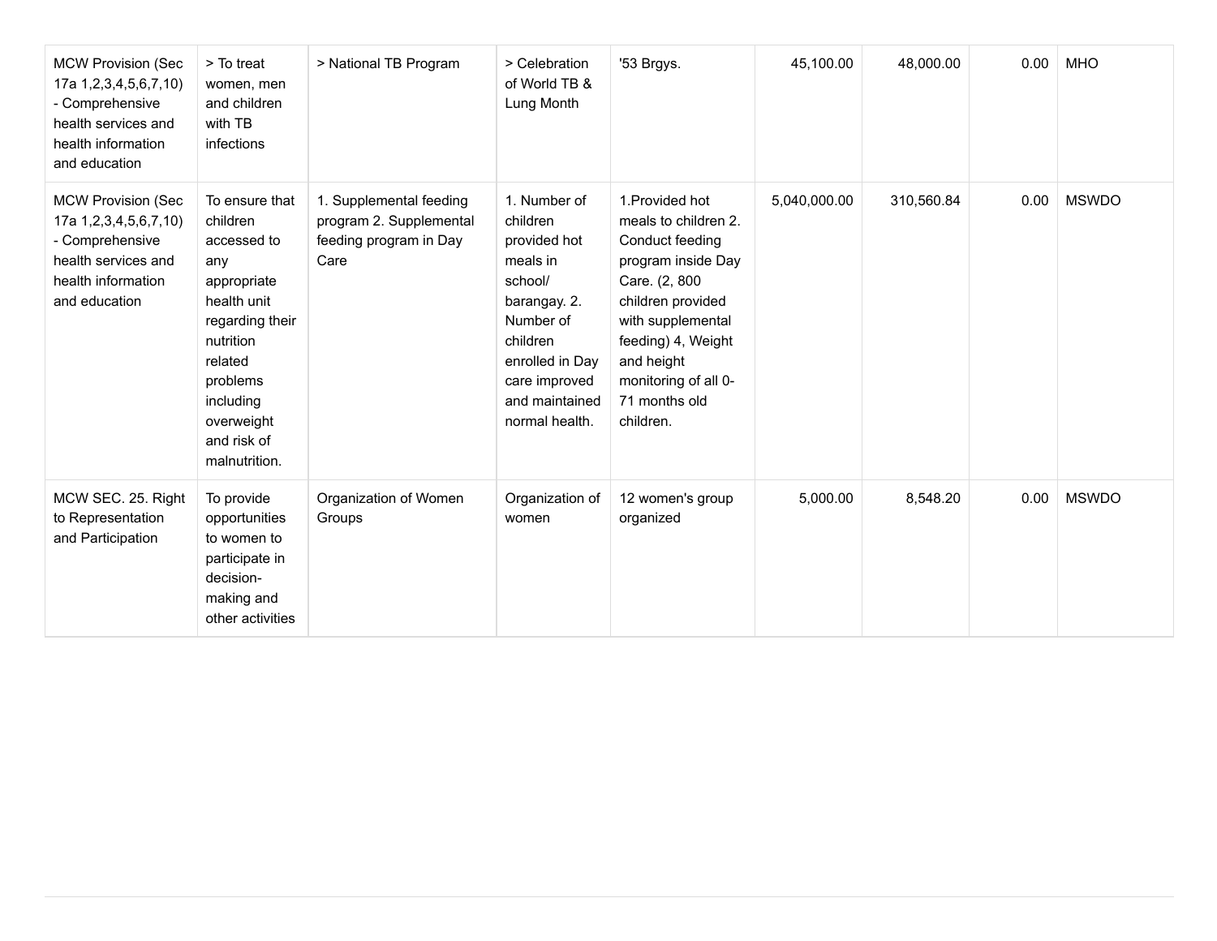| | | | | | | | | |
|---|---|---|---|---|---|---|---|---|
| MCW Provision (Sec 17a 1,2,3,4,5,6,7,10) - Comprehensive health services and health information and education | > To treat women, men and children with TB infections | > National TB Program | > Celebration of World TB & Lung Month | '53 Brgys. | 45,100.00 | 48,000.00 | 0.00 | MHO |
| MCW Provision (Sec 17a 1,2,3,4,5,6,7,10) - Comprehensive health services and health information and education | To ensure that children accessed to any appropriate health unit regarding their nutrition related problems including overweight and risk of malnutrition. | 1. Supplemental feeding program 2. Supplemental feeding program in Day Care | 1. Number of children provided hot meals in school/ barangay. 2. Number of children enrolled in Day care improved and maintained normal health. | 1.Provided hot meals to children 2. Conduct feeding program inside Day Care. (2, 800 children provided with supplemental feeding) 4, Weight and height monitoring of all 0-71 months old children. | 5,040,000.00 | 310,560.84 | 0.00 | MSWDO |
| MCW SEC. 25. Right to Representation and Participation | To provide opportunities to women to participate in decision-making and other activities | Organization of Women Groups | Organization of women | 12 women's group organized | 5,000.00 | 8,548.20 | 0.00 | MSWDO |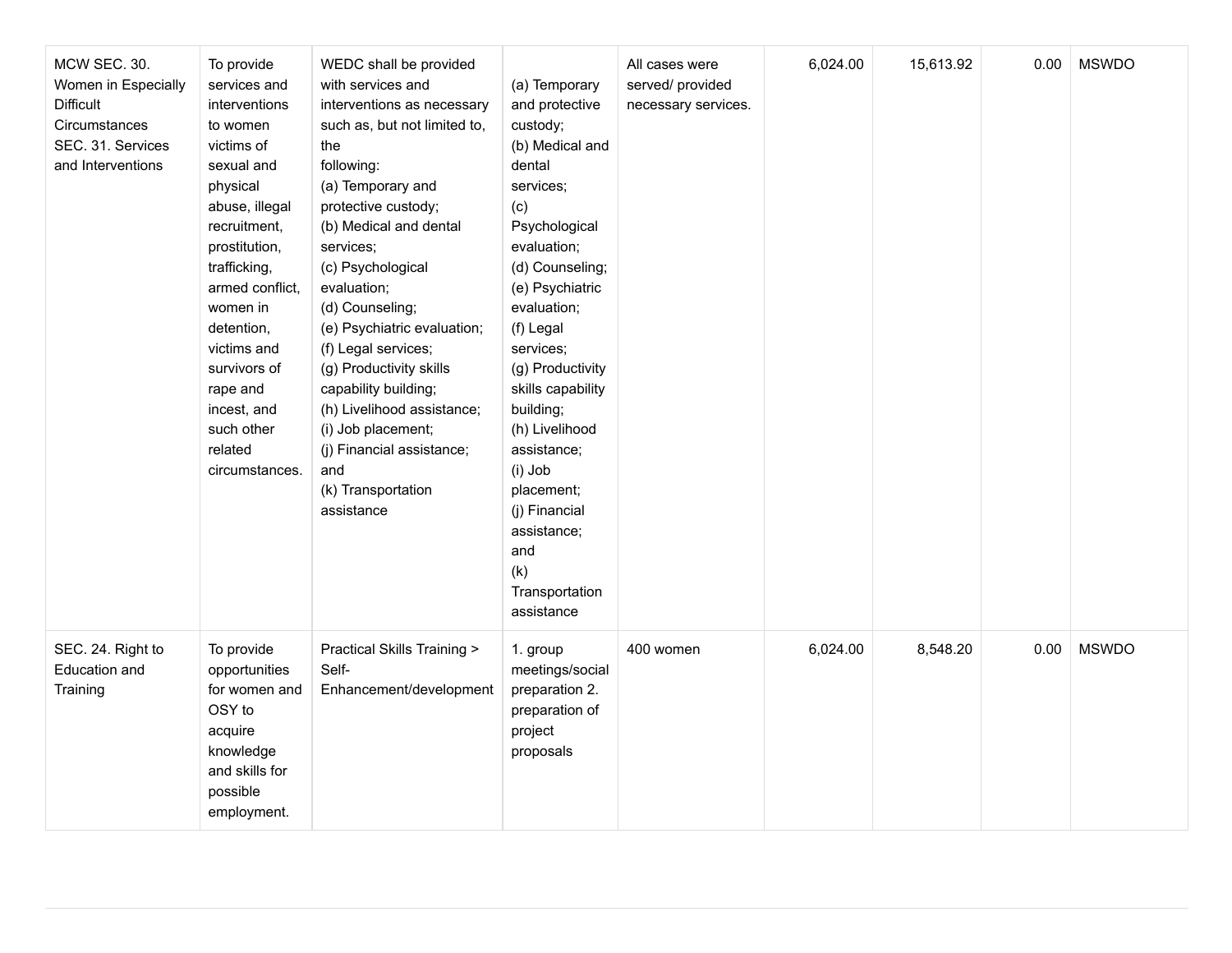| | | | | | | | | |
|---|---|---|---|---|---|---|---|---|
| MCW SEC. 30. Women in Especially Difficult Circumstances SEC. 31. Services and Interventions | To provide services and interventions to women victims of sexual and physical abuse, illegal recruitment, prostitution, trafficking, armed conflict, women in detention, victims and survivors of rape and incest, and such other related circumstances. | WEDC shall be provided with services and interventions as necessary such as, but not limited to, the following: (a) Temporary and protective custody; (b) Medical and dental services; (c) Psychological evaluation; (d) Counseling; (e) Psychiatric evaluation; (f) Legal services; (g) Productivity skills capability building; (h) Livelihood assistance; (i) Job placement; (j) Financial assistance; and (k) Transportation assistance | (a) Temporary and protective custody; (b) Medical and dental services; (c) Psychological evaluation; (d) Counseling; (e) Psychiatric evaluation; (f) Legal services; (g) Productivity skills capability building; (h) Livelihood assistance; (i) Job placement; (j) Financial assistance; and (k) Transportation assistance | All cases were served/ provided necessary services. | 6,024.00 | 15,613.92 | 0.00 | MSWDO |
| SEC. 24. Right to Education and Training | To provide opportunities for women and OSY to acquire knowledge and skills for possible employment. | Practical Skills Training > Self-Enhancement/development | 1. group meetings/social preparation 2. preparation of project proposals | 400 women | 6,024.00 | 8,548.20 | 0.00 | MSWDO |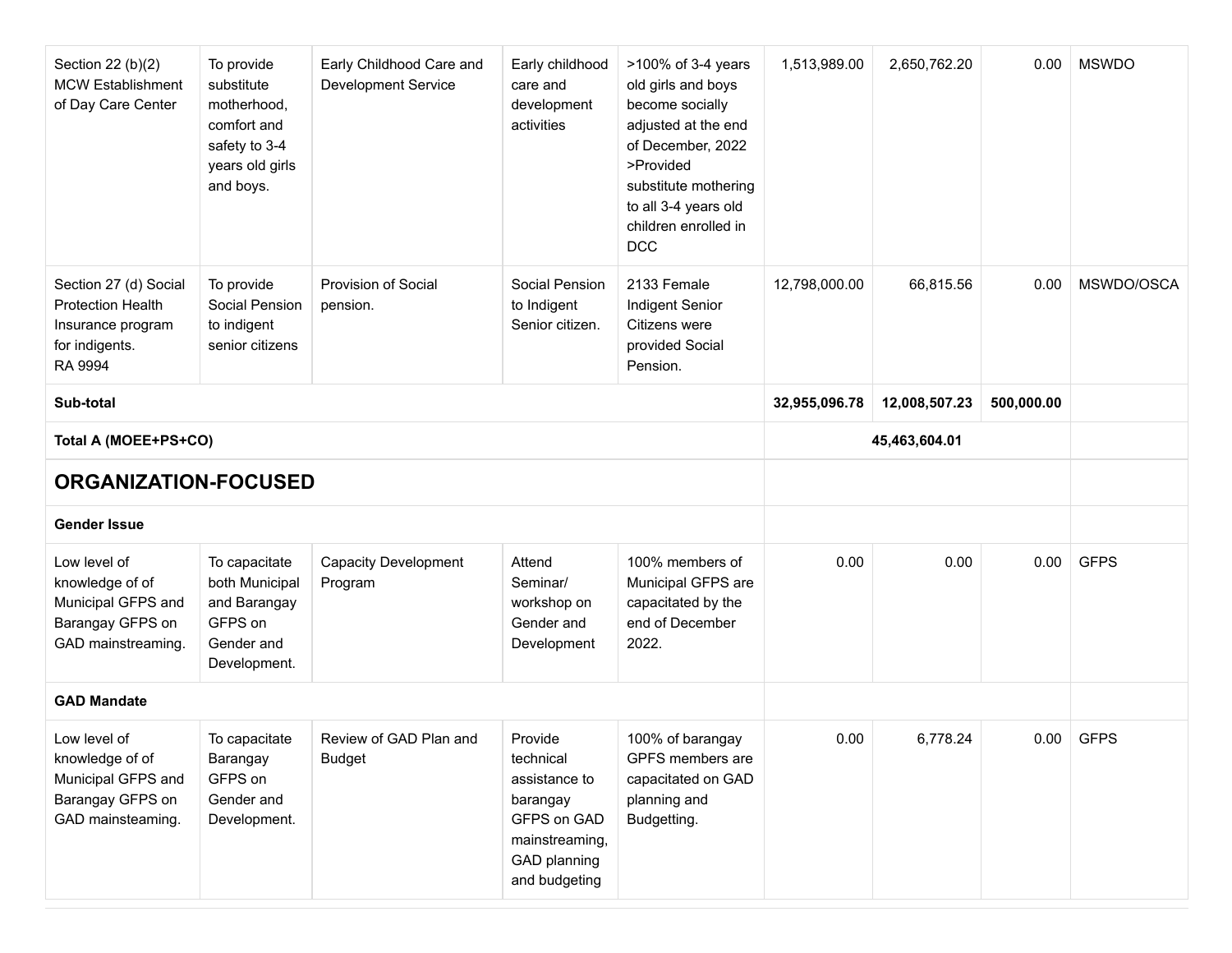| | | | | | | | | |
|---|---|---|---|---|---|---|---|---|
| Section 22 (b)(2) MCW Establishment of Day Care Center | To provide substitute motherhood, comfort and safety to 3-4 years old girls and boys. | Early Childhood Care and Development Service | Early childhood care and development activities | >100% of 3-4 years old girls and boys become socially adjusted at the end of December, 2022 >Provided substitute mothering to all 3-4 years old children enrolled in DCC | 1,513,989.00 | 2,650,762.20 | 0.00 | MSWDO |
| Section 27 (d) Social Protection Health Insurance program for indigents. RA 9994 | To provide Social Pension to indigent senior citizens | Provision of Social pension. | Social Pension to Indigent Senior citizen. | 2133 Female Indigent Senior Citizens were provided Social Pension. | 12,798,000.00 | 66,815.56 | 0.00 | MSWDO/OSCA |
| **Sub-total** | | | | | **32,955,096.78** | **12,008,507.23** | **500,000.00** | |
| **Total A (MOEE+PS+CO)** | | | | | | **45,463,604.01** | | |
| **ORGANIZATION-FOCUSED** | | | | | | | | |
| **Gender Issue** | | | | | | | | |
| Low level of knowledge of of Municipal GFPS and Barangay GFPS on GAD mainstreaming. | To capacitate both Municipal and Barangay GFPS on Gender and Development. | Capacity Development Program | Attend Seminar/ workshop on Gender and Development | 100% members of Municipal GFPS are capacitated by the end of December 2022. | 0.00 | 0.00 | 0.00 | GFPS |
| **GAD Mandate** | | | | | | | | |
| Low level of knowledge of of Municipal GFPS and Barangay GFPS on GAD mainsteaming. | To capacitate Barangay GFPS on Gender and Development. | Review of GAD Plan and Budget | Provide technical assistance to barangay GFPS on GAD mainstreaming, GAD planning and budgeting | 100% of barangay GPFS members are capacitated on GAD planning and Budgetting. | 0.00 | 6,778.24 | 0.00 | GFPS |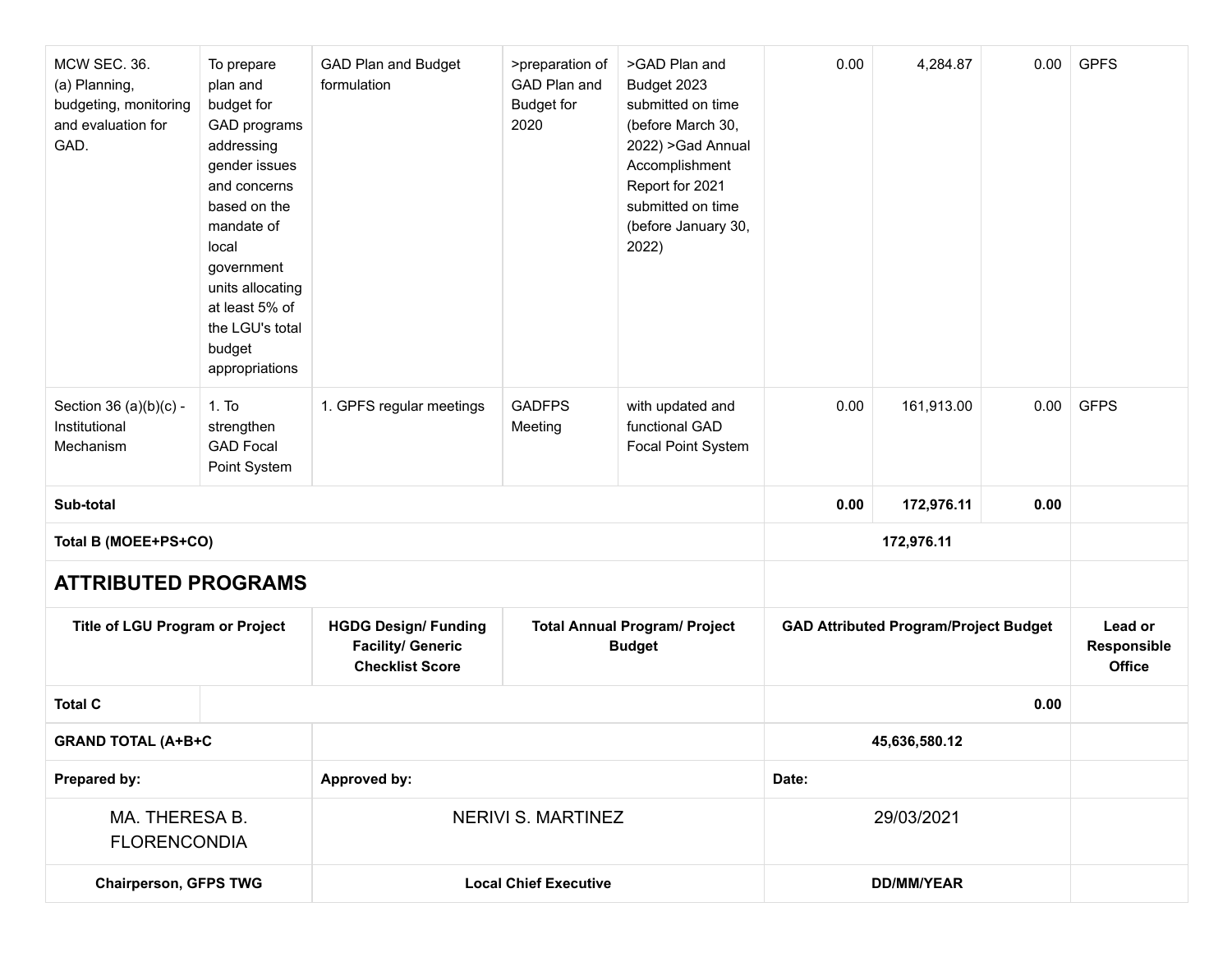| | | | | | | | | |
|---|---|---|---|---|---|---|---|---|
| MCW SEC. 36. (a) Planning, budgeting, monitoring and evaluation for GAD. | To prepare plan and budget for GAD programs addressing gender issues and concerns based on the mandate of local government units allocating at least 5% of the LGU's total budget appropriations | GAD Plan and Budget formulation | >preparation of GAD Plan and Budget for 2020 | >GAD Plan and Budget 2023 submitted on time (before March 30, 2022) >Gad Annual Accomplishment Report for 2021 submitted on time (before January 30, 2022) | 0.00 | 4,284.87 | 0.00 | GPFS |
| Section 36 (a)(b)(c) - Institutional Mechanism | 1. To strengthen GAD Focal Point System | 1. GPFS regular meetings | GADFPS Meeting | with updated and functional GAD Focal Point System | 0.00 | 161,913.00 | 0.00 | GFPS |
| **Sub-total** | | | | | **0.00** | **172,976.11** | **0.00** | |
| **Total B (MOEE+PS+CO)** | | | | | **172,976.11** | | | |

## ATTRIBUTED PROGRAMS

| Title of LGU Program or Project | HGDG Design/ Funding Facility/ Generic Checklist Score | Total Annual Program/ Project Budget | GAD Attributed Program/Project Budget | Lead or Responsible Office |
|---|---|---|---|---|
| **Total C** | | | **0.00** | |
| **GRAND TOTAL (A+B+C** | | | **45,636,580.12** | |
| **Prepared by:** | **Approved by:** | | **Date:** | |
| MA. THERESA B. FLORENCONDIA | NERIVI S. MARTINEZ | | 29/03/2021 | |
| **Chairperson, GFPS TWG** | **Local Chief Executive** | | **DD/MM/YEAR** | |